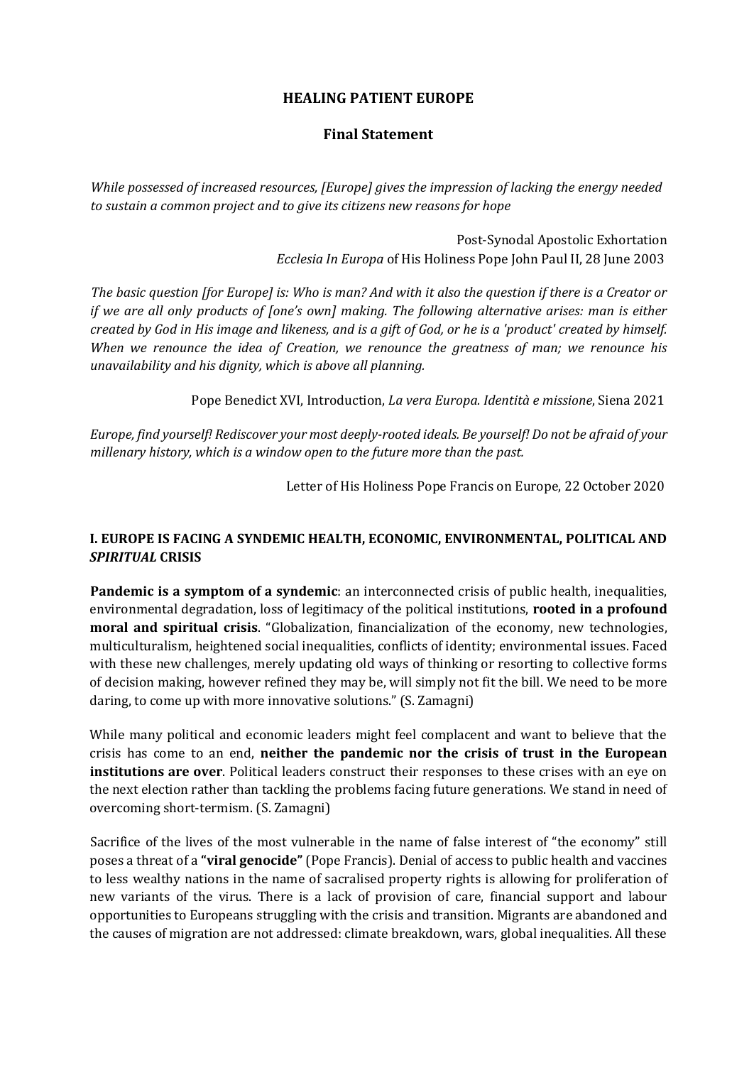# HEALING PATIENT EUROPE

## Final Statement

*While possessed of increased resources, [Europe] gives the impression of lacking the energy needed to sustain a common project and to give its citizens new reasons for hope*

Post-Synodal Apostolic Exhortation
*Ecclesia In Europa* of His Holiness Pope John Paul II, 28 June 2003

*The basic question [for Europe] is: Who is man? And with it also the question if there is a Creator or if we are all only products of [one's own] making. The following alternative arises: man is either created by God in His image and likeness, and is a gift of God, or he is a 'product' created by himself. When we renounce the idea of Creation, we renounce the greatness of man; we renounce his unavailability and his dignity, which is above all planning.*

Pope Benedict XVI, Introduction, *La vera Europa. Identità e missione*, Siena 2021

*Europe, find yourself! Rediscover your most deeply-rooted ideals. Be yourself! Do not be afraid of your millenary history, which is a window open to the future more than the past.*

Letter of His Holiness Pope Francis on Europe, 22 October 2020

## I. EUROPE IS FACING A SYNDEMIC HEALTH, ECONOMIC, ENVIRONMENTAL, POLITICAL AND *SPIRITUAL* CRISIS

**Pandemic is a symptom of a syndemic**: an interconnected crisis of public health, inequalities, environmental degradation, loss of legitimacy of the political institutions, **rooted in a profound moral and spiritual crisis**. "Globalization, financialization of the economy, new technologies, multiculturalism, heightened social inequalities, conflicts of identity; environmental issues. Faced with these new challenges, merely updating old ways of thinking or resorting to collective forms of decision making, however refined they may be, will simply not fit the bill. We need to be more daring, to come up with more innovative solutions." (S. Zamagni)

While many political and economic leaders might feel complacent and want to believe that the crisis has come to an end, **neither the pandemic nor the crisis of trust in the European institutions are over**. Political leaders construct their responses to these crises with an eye on the next election rather than tackling the problems facing future generations. We stand in need of overcoming short-termism. (S. Zamagni)

Sacrifice of the lives of the most vulnerable in the name of false interest of "the economy" still poses a threat of a **"viral genocide"** (Pope Francis). Denial of access to public health and vaccines to less wealthy nations in the name of sacralised property rights is allowing for proliferation of new variants of the virus. There is a lack of provision of care, financial support and labour opportunities to Europeans struggling with the crisis and transition. Migrants are abandoned and the causes of migration are not addressed: climate breakdown, wars, global inequalities. All these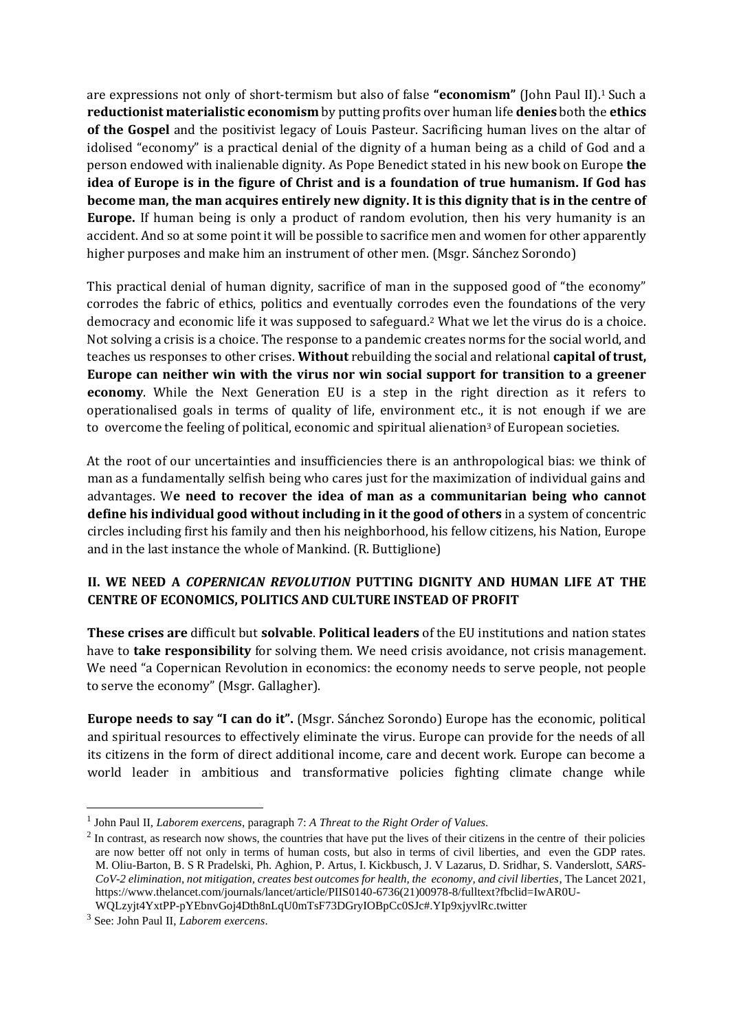are expressions not only of short-termism but also of false **"economism"** (John Paul II).[1] Such a **reductionist materialistic economism** by putting profits over human life **denies** both the **ethics of the Gospel** and the positivist legacy of Louis Pasteur. Sacrificing human lives on the altar of idolised "economy" is a practical denial of the dignity of a human being as a child of God and a person endowed with inalienable dignity. As Pope Benedict stated in his new book on Europe **the idea of Europe is in the figure of Christ and is a foundation of true humanism. If God has become man, the man acquires entirely new dignity. It is this dignity that is in the centre of Europe.** If human being is only a product of random evolution, then his very humanity is an accident. And so at some point it will be possible to sacrifice men and women for other apparently higher purposes and make him an instrument of other men. (Msgr. Sánchez Sorondo)

This practical denial of human dignity, sacrifice of man in the supposed good of "the economy" corrodes the fabric of ethics, politics and eventually corrodes even the foundations of the very democracy and economic life it was supposed to safeguard.[2] What we let the virus do is a choice. Not solving a crisis is a choice. The response to a pandemic creates norms for the social world, and teaches us responses to other crises. **Without** rebuilding the social and relational **capital of trust, Europe can neither win with the virus nor win social support for transition to a greener economy**. While the Next Generation EU is a step in the right direction as it refers to operationalised goals in terms of quality of life, environment etc., it is not enough if we are to overcome the feeling of political, economic and spiritual alienation[3] of European societies.

At the root of our uncertainties and insufficiencies there is an anthropological bias: we think of man as a fundamentally selfish being who cares just for the maximization of individual gains and advantages. W**e need to recover the idea of man as a communitarian being who cannot define his individual good without including in it the good of others** in a system of concentric circles including first his family and then his neighborhood, his fellow citizens, his Nation, Europe and in the last instance the whole of Mankind. (R. Buttiglione)

## II. WE NEED A *COPERNICAN REVOLUTION* PUTTING DIGNITY AND HUMAN LIFE AT THE CENTRE OF ECONOMICS, POLITICS AND CULTURE INSTEAD OF PROFIT

**These crises are** difficult but **solvable**. **Political leaders** of the EU institutions and nation states have to **take responsibility** for solving them. We need crisis avoidance, not crisis management. We need "a Copernican Revolution in economics: the economy needs to serve people, not people to serve the economy" (Msgr. Gallagher).

**Europe needs to say "I can do it".** (Msgr. Sánchez Sorondo) Europe has the economic, political and spiritual resources to effectively eliminate the virus. Europe can provide for the needs of all its citizens in the form of direct additional income, care and decent work. Europe can become a world leader in ambitious and transformative policies fighting climate change while

---

[1] John Paul II, *Laborem exercens*, paragraph 7: *A Threat to the Right Order of Values*.

[2] In contrast, as research now shows, the countries that have put the lives of their citizens in the centre of their policies are now better off not only in terms of human costs, but also in terms of civil liberties, and even the GDP rates. M. Oliu-Barton, B. S R Pradelski, Ph. Aghion, P. Artus, I. Kickbusch, J. V Lazarus, D. Sridhar, S. Vanderslott, *SARS-CoV-2 elimination, not mitigation, creates best outcomes for health, the economy, and civil liberties*, The Lancet 2021, https://www.thelancet.com/journals/lancet/article/PIIS0140-6736(21)00978-8/fulltext?fbclid=IwAR0U-WQLzyjt4YxtPP-pYEbnvGoj4Dth8nLqU0mTsF73DGryIOBpCc0SJc#.YIp9xjyvlRc.twitter

[3] See: John Paul II, *Laborem exercens*.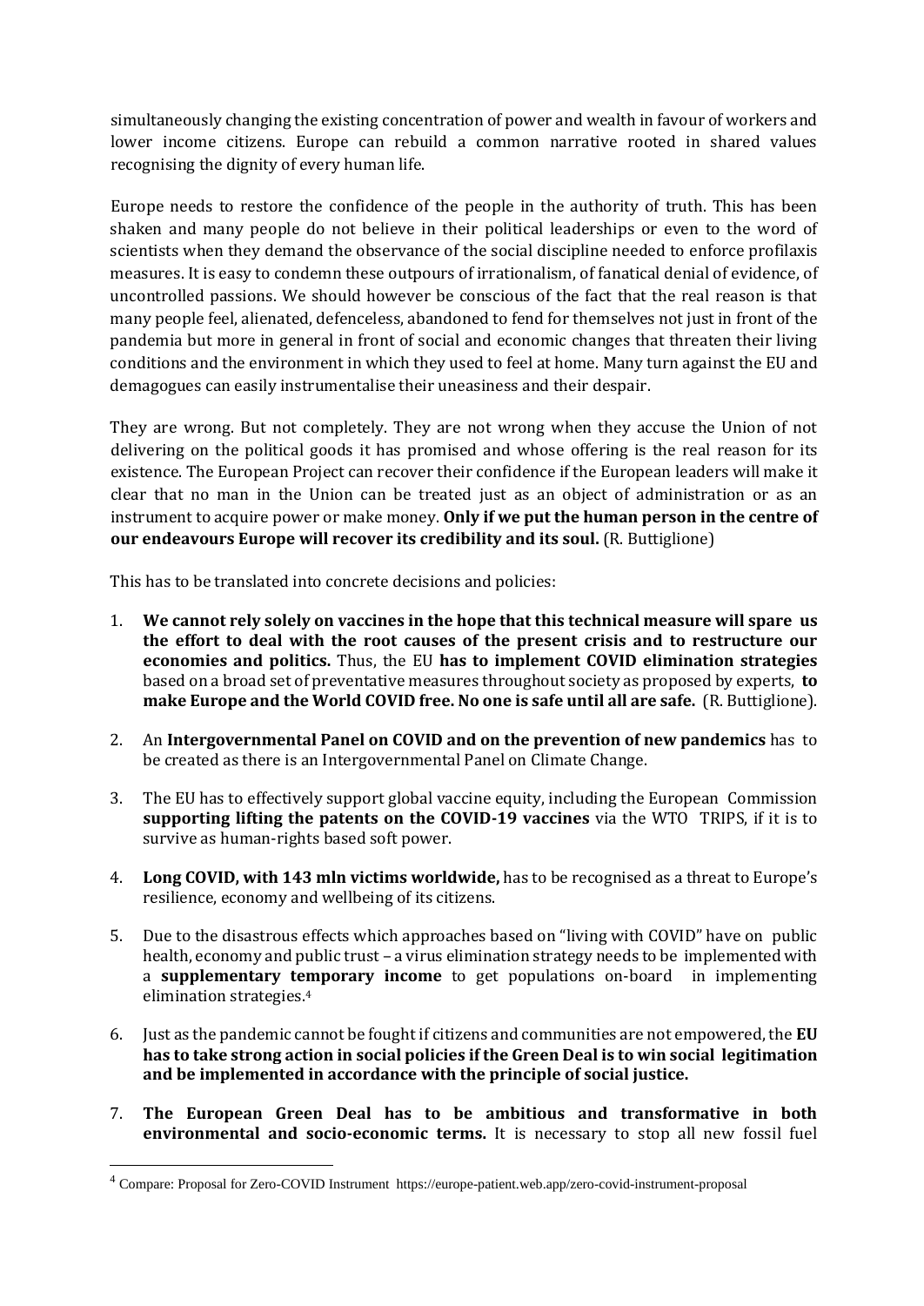simultaneously changing the existing concentration of power and wealth in favour of workers and lower income citizens. Europe can rebuild a common narrative rooted in shared values recognising the dignity of every human life.

Europe needs to restore the confidence of the people in the authority of truth. This has been shaken and many people do not believe in their political leaderships or even to the word of scientists when they demand the observance of the social discipline needed to enforce profilaxis measures. It is easy to condemn these outpours of irrationalism, of fanatical denial of evidence, of uncontrolled passions. We should however be conscious of the fact that the real reason is that many people feel, alienated, defenceless, abandoned to fend for themselves not just in front of the pandemia but more in general in front of social and economic changes that threaten their living conditions and the environment in which they used to feel at home. Many turn against the EU and demagogues can easily instrumentalise their uneasiness and their despair.

They are wrong. But not completely. They are not wrong when they accuse the Union of not delivering on the political goods it has promised and whose offering is the real reason for its existence. The European Project can recover their confidence if the European leaders will make it clear that no man in the Union can be treated just as an object of administration or as an instrument to acquire power or make money. **Only if we put the human person in the centre of our endeavours Europe will recover its credibility and its soul.** (R. Buttiglione)

This has to be translated into concrete decisions and policies:

1. **We cannot rely solely on vaccines in the hope that this technical measure will spare us the effort to deal with the root causes of the present crisis and to restructure our economies and politics.** Thus, the EU **has to implement COVID elimination strategies** based on a broad set of preventative measures throughout society as proposed by experts, **to make Europe and the World COVID free. No one is safe until all are safe.** (R. Buttiglione).

2. An **Intergovernmental Panel on COVID and on the prevention of new pandemics** has to be created as there is an Intergovernmental Panel on Climate Change.

3. The EU has to effectively support global vaccine equity, including the European Commission **supporting lifting the patents on the COVID-19 vaccines** via the WTO TRIPS, if it is to survive as human-rights based soft power.

4. **Long COVID, with 143 mln victims worldwide,** has to be recognised as a threat to Europe's resilience, economy and wellbeing of its citizens.

5. Due to the disastrous effects which approaches based on "living with COVID" have on public health, economy and public trust – a virus elimination strategy needs to be implemented with a **supplementary temporary income** to get populations on-board in implementing elimination strategies.[4]

6. Just as the pandemic cannot be fought if citizens and communities are not empowered, the **EU has to take strong action in social policies if the Green Deal is to win social legitimation and be implemented in accordance with the principle of social justice.**

7. **The European Green Deal has to be ambitious and transformative in both environmental and socio-economic terms.** It is necessary to stop all new fossil fuel

[4] Compare: Proposal for Zero-COVID Instrument https://europe-patient.web.app/zero-covid-instrument-proposal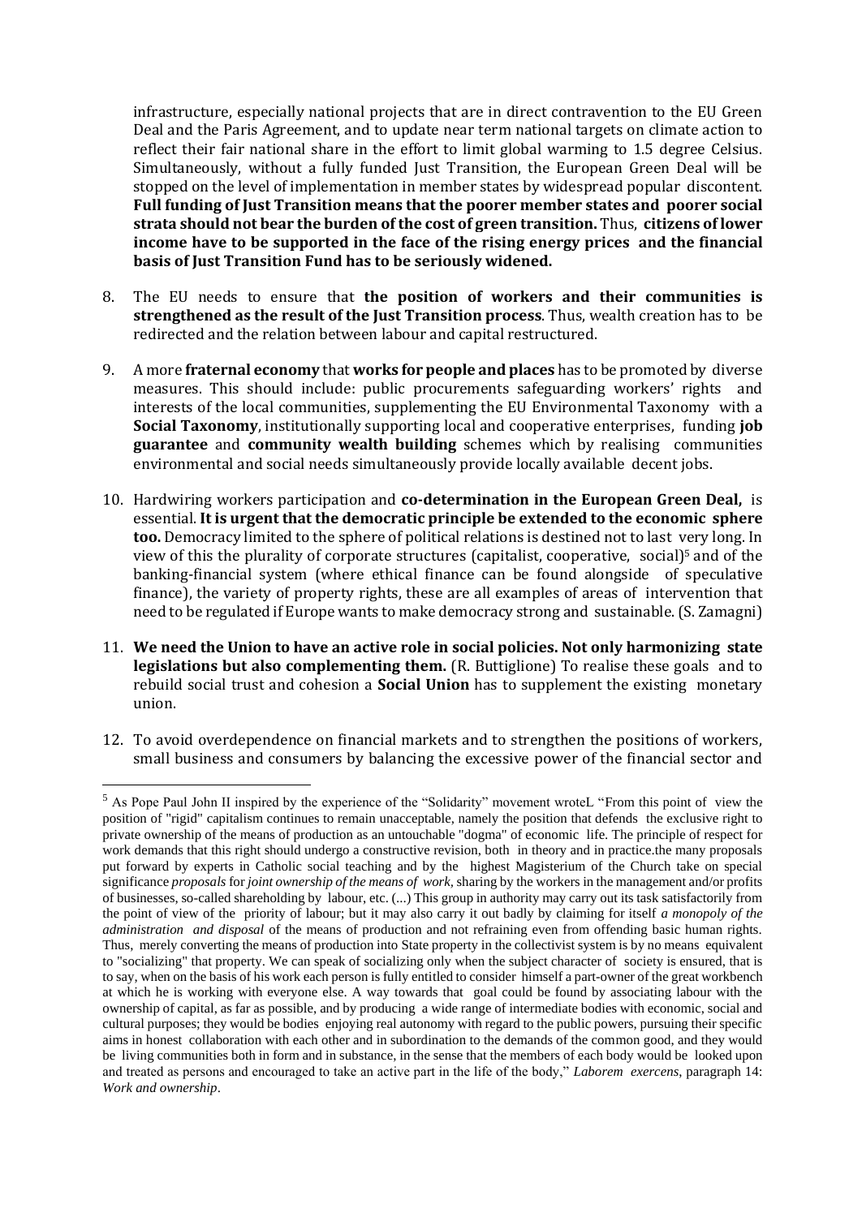infrastructure, especially national projects that are in direct contravention to the EU Green Deal and the Paris Agreement, and to update near term national targets on climate action to reflect their fair national share in the effort to limit global warming to 1.5 degree Celsius. Simultaneously, without a fully funded Just Transition, the European Green Deal will be stopped on the level of implementation in member states by widespread popular discontent. **Full funding of Just Transition means that the poorer member states and poorer social strata should not bear the burden of the cost of green transition.** Thus, **citizens of lower income have to be supported in the face of the rising energy prices and the financial basis of Just Transition Fund has to be seriously widened.**

8. The EU needs to ensure that **the position of workers and their communities is strengthened as the result of the Just Transition process**. Thus, wealth creation has to be redirected and the relation between labour and capital restructured.

9. A more **fraternal economy** that **works for people and places** has to be promoted by diverse measures. This should include: public procurements safeguarding workers' rights and interests of the local communities, supplementing the EU Environmental Taxonomy with a **Social Taxonomy**, institutionally supporting local and cooperative enterprises, funding **job guarantee** and **community wealth building** schemes which by realising communities environmental and social needs simultaneously provide locally available decent jobs.

10. Hardwiring workers participation and **co-determination in the European Green Deal,** is essential. **It is urgent that the democratic principle be extended to the economic sphere too.** Democracy limited to the sphere of political relations is destined not to last very long. In view of this the plurality of corporate structures (capitalist, cooperative, social)[5] and of the banking-financial system (where ethical finance can be found alongside of speculative finance), the variety of property rights, these are all examples of areas of intervention that need to be regulated if Europe wants to make democracy strong and sustainable. (S. Zamagni)

11. **We need the Union to have an active role in social policies. Not only harmonizing state legislations but also complementing them.** (R. Buttiglione) To realise these goals and to rebuild social trust and cohesion a **Social Union** has to supplement the existing monetary union.

12. To avoid overdependence on financial markets and to strengthen the positions of workers, small business and consumers by balancing the excessive power of the financial sector and

---

[5] As Pope Paul John II inspired by the experience of the "Solidarity" movement wroteL "From this point of view the position of "rigid" capitalism continues to remain unacceptable, namely the position that defends the exclusive right to private ownership of the means of production as an untouchable "dogma" of economic life. The principle of respect for work demands that this right should undergo a constructive revision, both in theory and in practice.the many proposals put forward by experts in Catholic social teaching and by the highest Magisterium of the Church take on special significance *proposals* for *joint ownership of the means of work*, sharing by the workers in the management and/or profits of businesses, so-called shareholding by labour, etc. (...) This group in authority may carry out its task satisfactorily from the point of view of the priority of labour; but it may also carry it out badly by claiming for itself *a monopoly of the administration and disposal* of the means of production and not refraining even from offending basic human rights. Thus, merely converting the means of production into State property in the collectivist system is by no means equivalent to "socializing" that property. We can speak of socializing only when the subject character of society is ensured, that is to say, when on the basis of his work each person is fully entitled to consider himself a part-owner of the great workbench at which he is working with everyone else. A way towards that goal could be found by associating labour with the ownership of capital, as far as possible, and by producing a wide range of intermediate bodies with economic, social and cultural purposes; they would be bodies enjoying real autonomy with regard to the public powers, pursuing their specific aims in honest collaboration with each other and in subordination to the demands of the common good, and they would be living communities both in form and in substance, in the sense that the members of each body would be looked upon and treated as persons and encouraged to take an active part in the life of the body," *Laborem exercens*, paragraph 14: *Work and ownership*.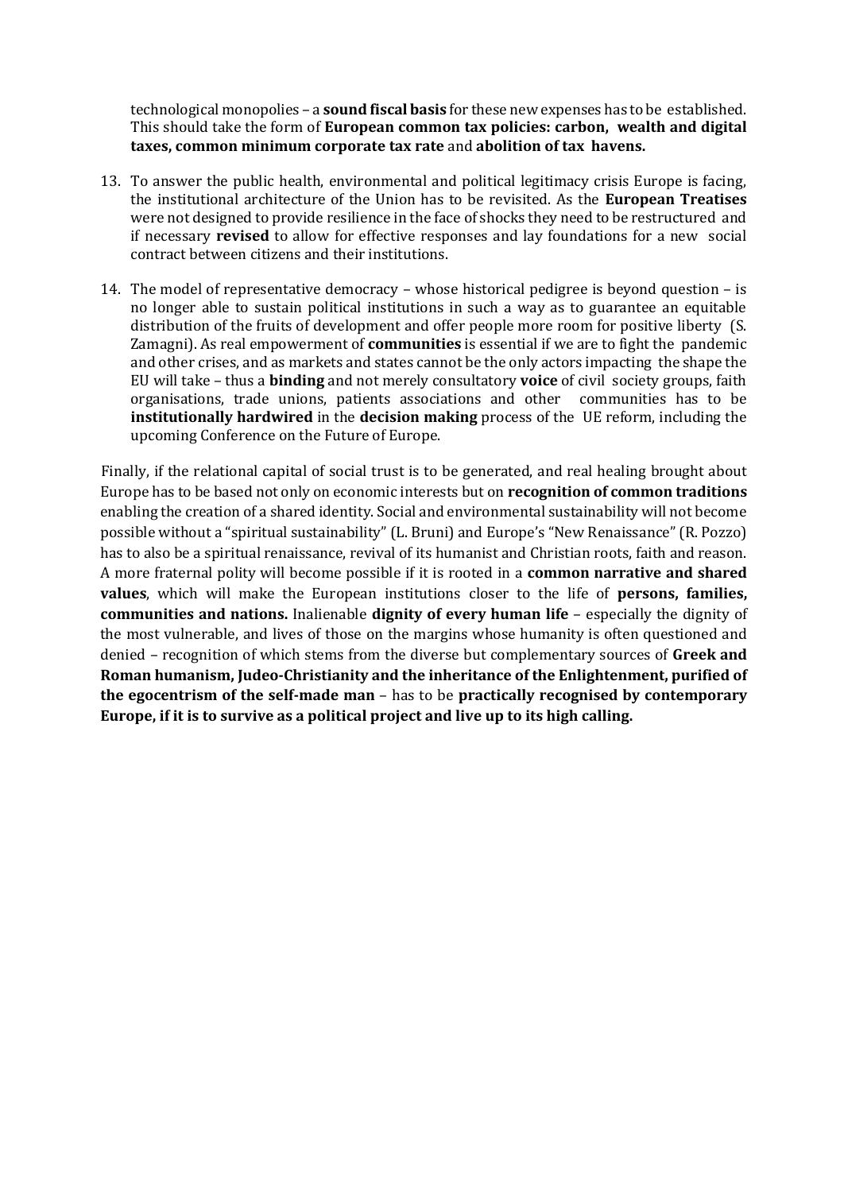technological monopolies – a **sound fiscal basis** for these new expenses has to be established. This should take the form of **European common tax policies: carbon, wealth and digital taxes, common minimum corporate tax rate** and **abolition of tax havens.**

13. To answer the public health, environmental and political legitimacy crisis Europe is facing, the institutional architecture of the Union has to be revisited. As the **European Treatises** were not designed to provide resilience in the face of shocks they need to be restructured and if necessary **revised** to allow for effective responses and lay foundations for a new social contract between citizens and their institutions.

14. The model of representative democracy – whose historical pedigree is beyond question – is no longer able to sustain political institutions in such a way as to guarantee an equitable distribution of the fruits of development and offer people more room for positive liberty (S. Zamagni). As real empowerment of **communities** is essential if we are to fight the pandemic and other crises, and as markets and states cannot be the only actors impacting the shape the EU will take – thus a **binding** and not merely consultatory **voice** of civil society groups, faith organisations, trade unions, patients associations and other communities has to be **institutionally hardwired** in the **decision making** process of the UE reform, including the upcoming Conference on the Future of Europe.

Finally, if the relational capital of social trust is to be generated, and real healing brought about Europe has to be based not only on economic interests but on **recognition of common traditions** enabling the creation of a shared identity. Social and environmental sustainability will not become possible without a "spiritual sustainability" (L. Bruni) and Europe's "New Renaissance" (R. Pozzo) has to also be a spiritual renaissance, revival of its humanist and Christian roots, faith and reason. A more fraternal polity will become possible if it is rooted in a **common narrative and shared values**, which will make the European institutions closer to the life of **persons, families, communities and nations.** Inalienable **dignity of every human life** – especially the dignity of the most vulnerable, and lives of those on the margins whose humanity is often questioned and denied – recognition of which stems from the diverse but complementary sources of **Greek and Roman humanism, Judeo-Christianity and the inheritance of the Enlightenment, purified of the egocentrism of the self-made man** – has to be **practically recognised by contemporary Europe, if it is to survive as a political project and live up to its high calling.**